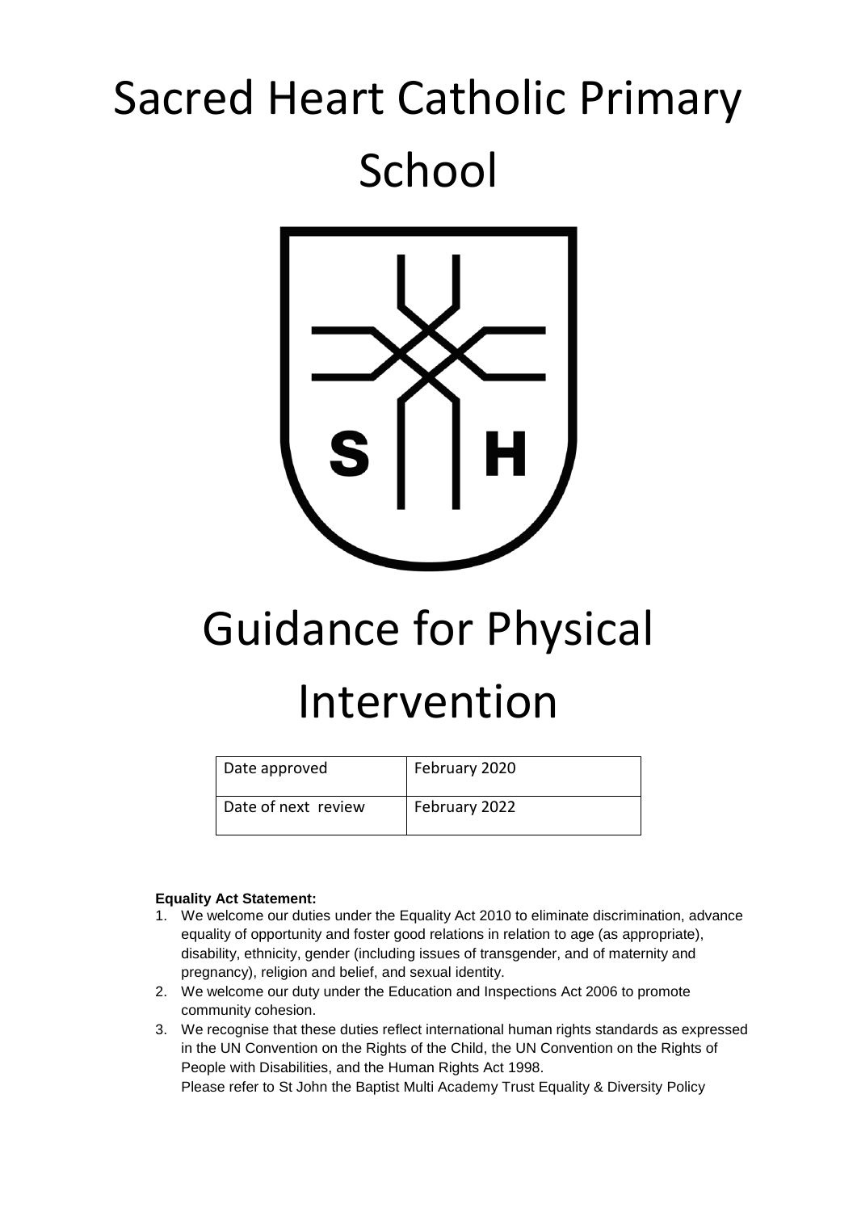# Sacred Heart Catholic Primary School

# Guidance for Physical Intervention

| Date approved | February 2020 |
|---|---|
| Date of next review | February 2022 |

**Equality Act Statement:**

1. We welcome our duties under the Equality Act 2010 to eliminate discrimination, advance equality of opportunity and foster good relations in relation to age (as appropriate), disability, ethnicity, gender (including issues of transgender, and of maternity and pregnancy), religion and belief, and sexual identity.
2. We welcome our duty under the Education and Inspections Act 2006 to promote community cohesion.
3. We recognise that these duties reflect international human rights standards as expressed in the UN Convention on the Rights of the Child, the UN Convention on the Rights of People with Disabilities, and the Human Rights Act 1998.
   Please refer to St John the Baptist Multi Academy Trust Equality & Diversity Policy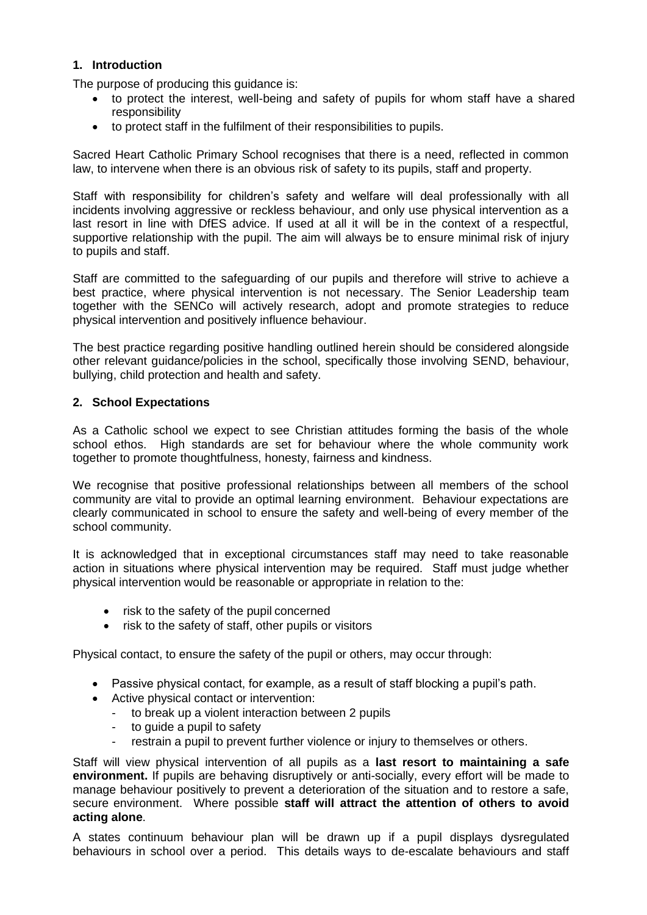## 1. Introduction

The purpose of producing this guidance is:

- to protect the interest, well-being and safety of pupils for whom staff have a shared responsibility
- to protect staff in the fulfilment of their responsibilities to pupils.

Sacred Heart Catholic Primary School recognises that there is a need, reflected in common law, to intervene when there is an obvious risk of safety to its pupils, staff and property.

Staff with responsibility for children's safety and welfare will deal professionally with all incidents involving aggressive or reckless behaviour, and only use physical intervention as a last resort in line with DfES advice. If used at all it will be in the context of a respectful, supportive relationship with the pupil. The aim will always be to ensure minimal risk of injury to pupils and staff.

Staff are committed to the safeguarding of our pupils and therefore will strive to achieve a best practice, where physical intervention is not necessary. The Senior Leadership team together with the SENCo will actively research, adopt and promote strategies to reduce physical intervention and positively influence behaviour.

The best practice regarding positive handling outlined herein should be considered alongside other relevant guidance/policies in the school, specifically those involving SEND, behaviour, bullying, child protection and health and safety.

## 2. School Expectations

As a Catholic school we expect to see Christian attitudes forming the basis of the whole school ethos. High standards are set for behaviour where the whole community work together to promote thoughtfulness, honesty, fairness and kindness.

We recognise that positive professional relationships between all members of the school community are vital to provide an optimal learning environment. Behaviour expectations are clearly communicated in school to ensure the safety and well-being of every member of the school community.

It is acknowledged that in exceptional circumstances staff may need to take reasonable action in situations where physical intervention may be required. Staff must judge whether physical intervention would be reasonable or appropriate in relation to the:

- risk to the safety of the pupil concerned
- risk to the safety of staff, other pupils or visitors

Physical contact, to ensure the safety of the pupil or others, may occur through:

- Passive physical contact, for example, as a result of staff blocking a pupil's path.
- Active physical contact or intervention:
  - to break up a violent interaction between 2 pupils
  - to guide a pupil to safety
  - restrain a pupil to prevent further violence or injury to themselves or others.

Staff will view physical intervention of all pupils as a **last resort to maintaining a safe environment.** If pupils are behaving disruptively or anti-socially, every effort will be made to manage behaviour positively to prevent a deterioration of the situation and to restore a safe, secure environment. Where possible **staff will attract the attention of others to avoid acting alone**.

A states continuum behaviour plan will be drawn up if a pupil displays dysregulated behaviours in school over a period. This details ways to de-escalate behaviours and staff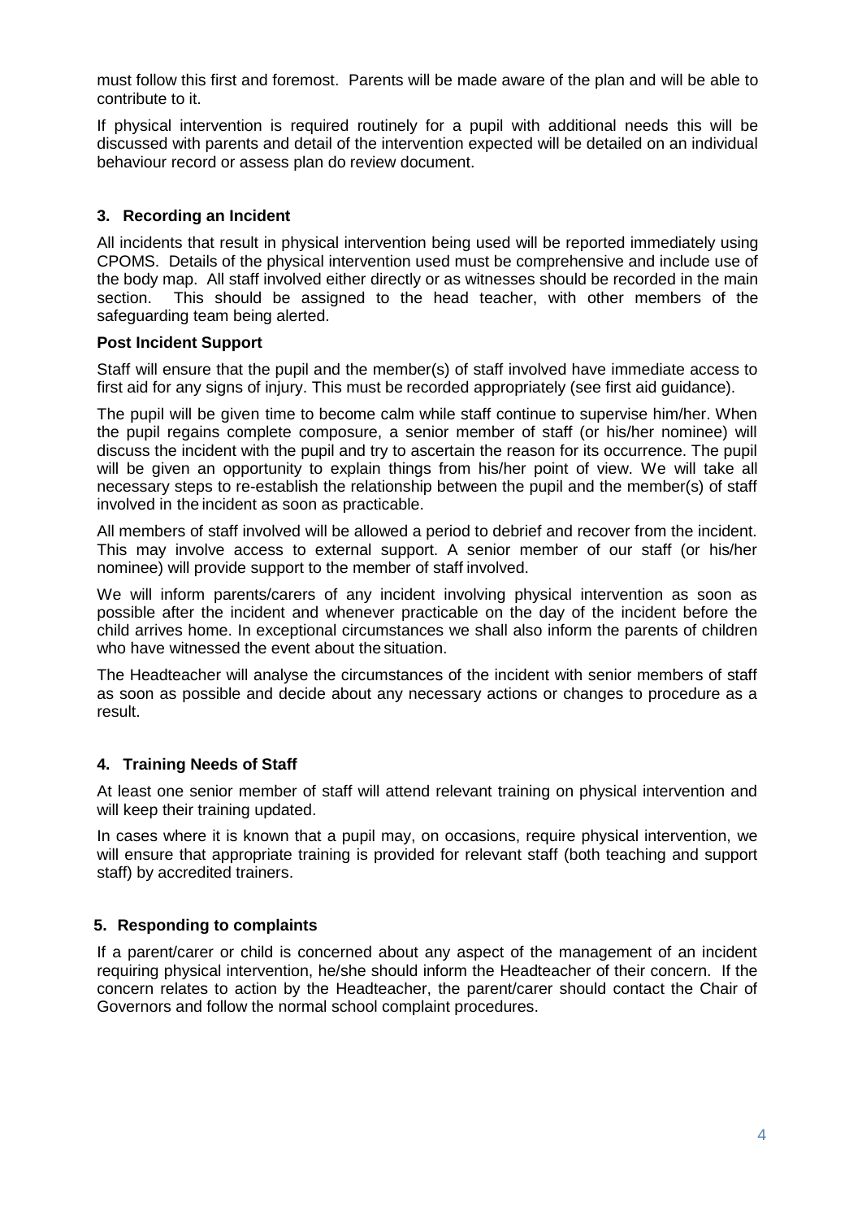must follow this first and foremost. Parents will be made aware of the plan and will be able to contribute to it.

If physical intervention is required routinely for a pupil with additional needs this will be discussed with parents and detail of the intervention expected will be detailed on an individual behaviour record or assess plan do review document.

### 3. Recording an Incident

All incidents that result in physical intervention being used will be reported immediately using CPOMS. Details of the physical intervention used must be comprehensive and include use of the body map. All staff involved either directly or as witnesses should be recorded in the main section. This should be assigned to the head teacher, with other members of the safeguarding team being alerted.

**Post Incident Support**

Staff will ensure that the pupil and the member(s) of staff involved have immediate access to first aid for any signs of injury. This must be recorded appropriately (see first aid guidance).

The pupil will be given time to become calm while staff continue to supervise him/her. When the pupil regains complete composure, a senior member of staff (or his/her nominee) will discuss the incident with the pupil and try to ascertain the reason for its occurrence. The pupil will be given an opportunity to explain things from his/her point of view. We will take all necessary steps to re-establish the relationship between the pupil and the member(s) of staff involved in the incident as soon as practicable.

All members of staff involved will be allowed a period to debrief and recover from the incident. This may involve access to external support. A senior member of our staff (or his/her nominee) will provide support to the member of staff involved.

We will inform parents/carers of any incident involving physical intervention as soon as possible after the incident and whenever practicable on the day of the incident before the child arrives home. In exceptional circumstances we shall also inform the parents of children who have witnessed the event about the situation.

The Headteacher will analyse the circumstances of the incident with senior members of staff as soon as possible and decide about any necessary actions or changes to procedure as a result.

### 4. Training Needs of Staff

At least one senior member of staff will attend relevant training on physical intervention and will keep their training updated.

In cases where it is known that a pupil may, on occasions, require physical intervention, we will ensure that appropriate training is provided for relevant staff (both teaching and support staff) by accredited trainers.

### 5. Responding to complaints

If a parent/carer or child is concerned about any aspect of the management of an incident requiring physical intervention, he/she should inform the Headteacher of their concern. If the concern relates to action by the Headteacher, the parent/carer should contact the Chair of Governors and follow the normal school complaint procedures.